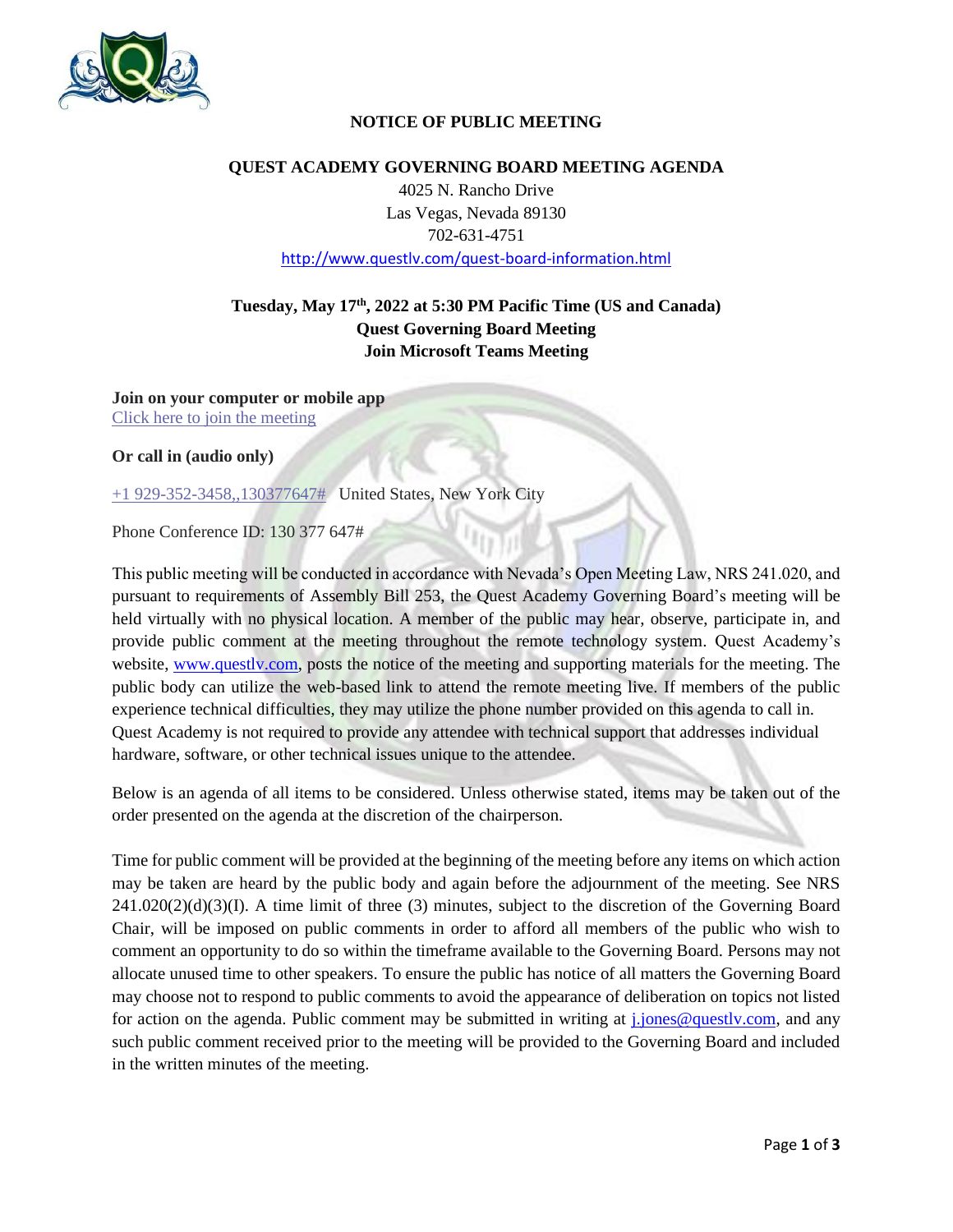# NOTICE OF PUBLIC MEETING

## QUEST ACADEMY GOVERNING BOARD MEETING AGENDA

4025 N. Rancho Drive
Las Vegas, Nevada 89130
702-631-4751
http://www.questlv.com/quest-board-information.html

**Tuesday, May 17th, 2022 at 5:30 PM Pacific Time (US and Canada)**
**Quest Governing Board Meeting**
**Join Microsoft Teams Meeting**

**Join on your computer or mobile app**
Click here to join the meeting

**Or call in (audio only)**

+1 929-352-3458,,130377647# United States, New York City

Phone Conference ID: 130 377 647#

This public meeting will be conducted in accordance with Nevada's Open Meeting Law, NRS 241.020, and pursuant to requirements of Assembly Bill 253, the Quest Academy Governing Board's meeting will be held virtually with no physical location. A member of the public may hear, observe, participate in, and provide public comment at the meeting throughout the remote technology system. Quest Academy's website, www.questlv.com, posts the notice of the meeting and supporting materials for the meeting. The public body can utilize the web-based link to attend the remote meeting live. If members of the public experience technical difficulties, they may utilize the phone number provided on this agenda to call in. Quest Academy is not required to provide any attendee with technical support that addresses individual hardware, software, or other technical issues unique to the attendee.

Below is an agenda of all items to be considered. Unless otherwise stated, items may be taken out of the order presented on the agenda at the discretion of the chairperson.

Time for public comment will be provided at the beginning of the meeting before any items on which action may be taken are heard by the public body and again before the adjournment of the meeting. See NRS 241.020(2)(d)(3)(I). A time limit of three (3) minutes, subject to the discretion of the Governing Board Chair, will be imposed on public comments in order to afford all members of the public who wish to comment an opportunity to do so within the timeframe available to the Governing Board. Persons may not allocate unused time to other speakers. To ensure the public has notice of all matters the Governing Board may choose not to respond to public comments to avoid the appearance of deliberation on topics not listed for action on the agenda. Public comment may be submitted in writing at j.jones@questlv.com, and any such public comment received prior to the meeting will be provided to the Governing Board and included in the written minutes of the meeting.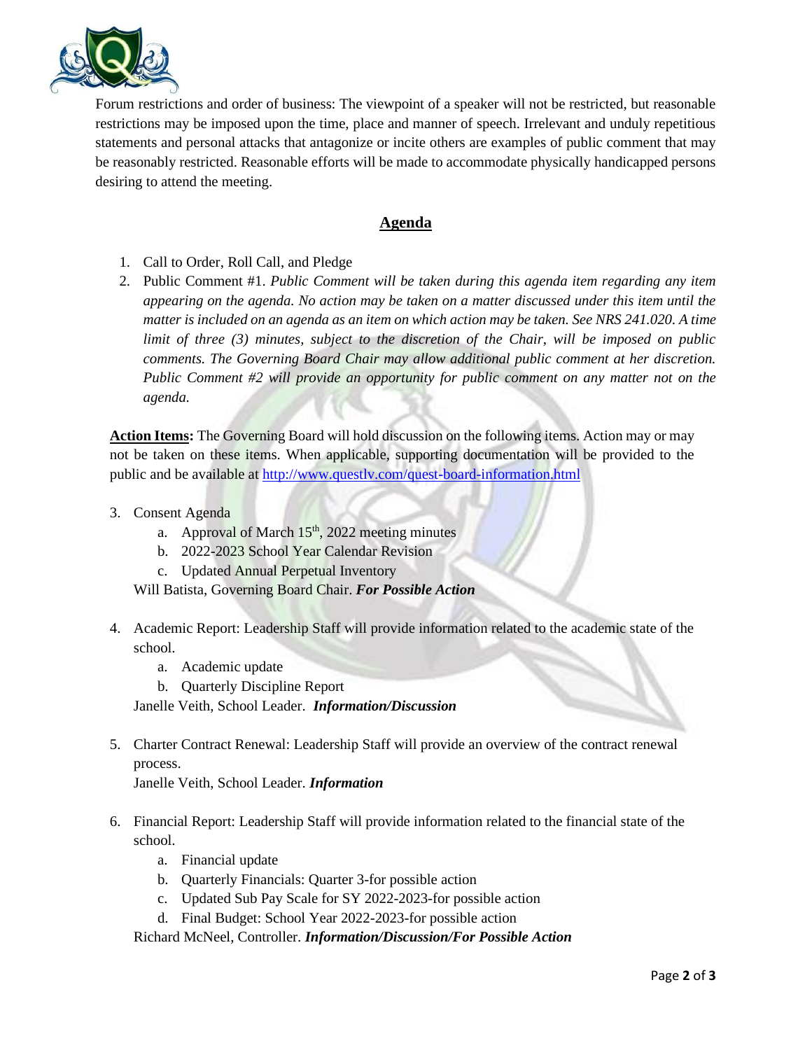Forum restrictions and order of business: The viewpoint of a speaker will not be restricted, but reasonable restrictions may be imposed upon the time, place and manner of speech. Irrelevant and unduly repetitious statements and personal attacks that antagonize or incite others are examples of public comment that may be reasonably restricted. Reasonable efforts will be made to accommodate physically handicapped persons desiring to attend the meeting.

## Agenda

1. Call to Order, Roll Call, and Pledge
2. Public Comment #1. *Public Comment will be taken during this agenda item regarding any item appearing on the agenda. No action may be taken on a matter discussed under this item until the matter is included on an agenda as an item on which action may be taken. See NRS 241.020. A time limit of three (3) minutes, subject to the discretion of the Chair, will be imposed on public comments. The Governing Board Chair may allow additional public comment at her discretion. Public Comment #2 will provide an opportunity for public comment on any matter not on the agenda.*

**Action Items:** The Governing Board will hold discussion on the following items. Action may or may not be taken on these items. When applicable, supporting documentation will be provided to the public and be available at http://www.questlv.com/quest-board-information.html

3. Consent Agenda
   a. Approval of March 15th, 2022 meeting minutes
   b. 2022-2023 School Year Calendar Revision
   c. Updated Annual Perpetual Inventory

   Will Batista, Governing Board Chair. ***For Possible Action***

4. Academic Report: Leadership Staff will provide information related to the academic state of the school.
   a. Academic update
   b. Quarterly Discipline Report

   Janelle Veith, School Leader. ***Information/Discussion***

5. Charter Contract Renewal: Leadership Staff will provide an overview of the contract renewal process.

   Janelle Veith, School Leader. ***Information***

6. Financial Report: Leadership Staff will provide information related to the financial state of the school.
   a. Financial update
   b. Quarterly Financials: Quarter 3-for possible action
   c. Updated Sub Pay Scale for SY 2022-2023-for possible action
   d. Final Budget: School Year 2022-2023-for possible action

   Richard McNeel, Controller. ***Information/Discussion/For Possible Action***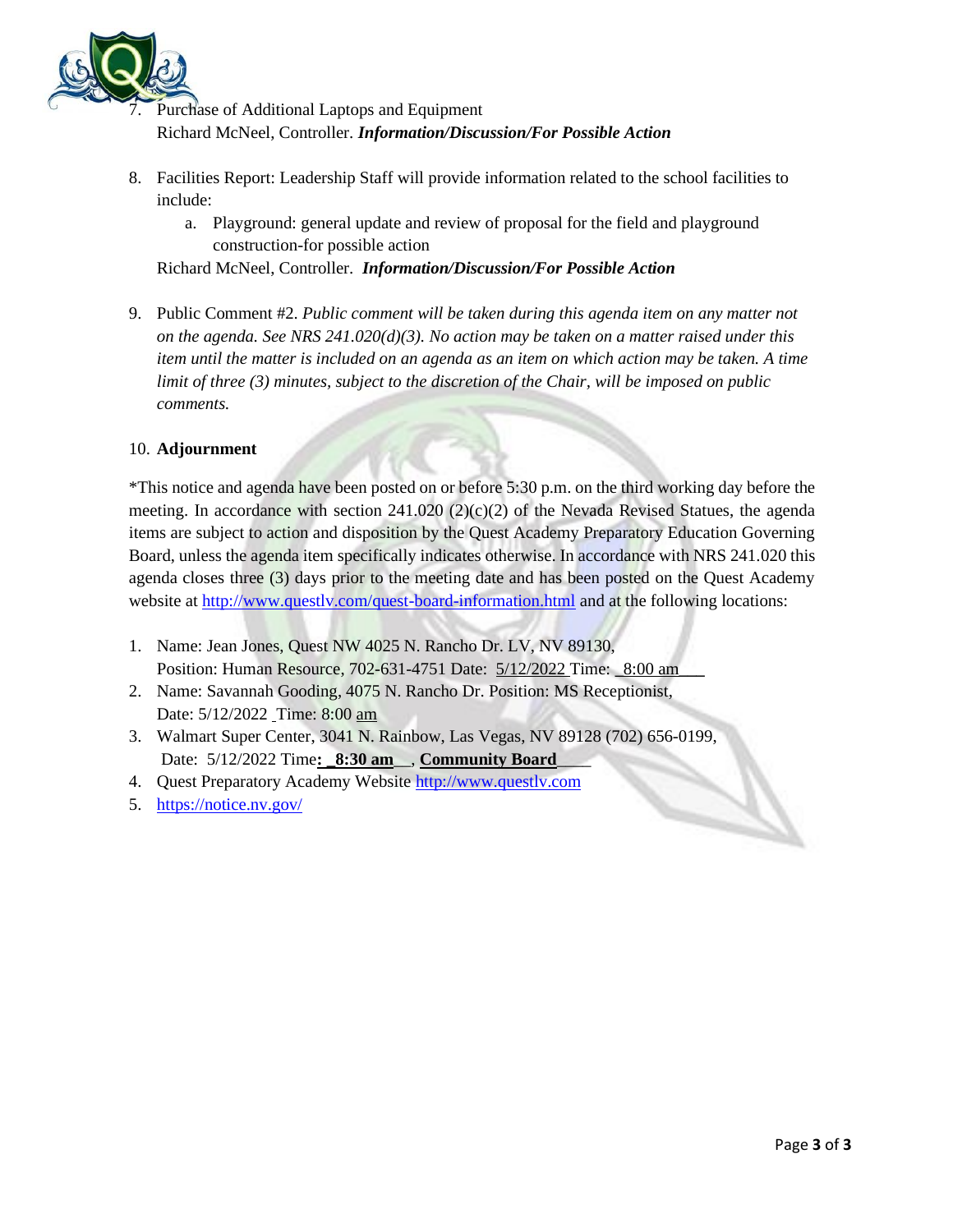7. Purchase of Additional Laptops and Equipment
   Richard McNeel, Controller. ***Information/Discussion/For Possible Action***

8. Facilities Report: Leadership Staff will provide information related to the school facilities to include:
   a. Playground: general update and review of proposal for the field and playground construction-for possible action

   Richard McNeel, Controller. ***Information/Discussion/For Possible Action***

9. Public Comment #2. *Public comment will be taken during this agenda item on any matter not on the agenda. See NRS 241.020(d)(3). No action may be taken on a matter raised under this item until the matter is included on an agenda as an item on which action may be taken. A time limit of three (3) minutes, subject to the discretion of the Chair, will be imposed on public comments.*

10. **Adjournment**

*This notice and agenda have been posted on or before 5:30 p.m. on the third working day before the meeting. In accordance with section 241.020 (2)(c)(2) of the Nevada Revised Statues, the agenda items are subject to action and disposition by the Quest Academy Preparatory Education Governing Board, unless the agenda item specifically indicates otherwise. In accordance with NRS 241.020 this agenda closes three (3) days prior to the meeting date and has been posted on the Quest Academy website at http://www.questlv.com/quest-board-information.html and at the following locations:

1. Name: Jean Jones, Quest NW 4025 N. Rancho Dr. LV, NV 89130,
   Position: Human Resource, 702-631-4751 Date: 5/12/2022 Time: 8:00 am
2. Name: Savannah Gooding, 4075 N. Rancho Dr. Position: MS Receptionist,
   Date: 5/12/2022 Time: 8:00 am
3. Walmart Super Center, 3041 N. Rainbow, Las Vegas, NV 89128 (702) 656-0199,
   Date: 5/12/2022 Time**: 8:30 am**, **Community Board**
4. Quest Preparatory Academy Website http://www.questlv.com
5. https://notice.nv.gov/